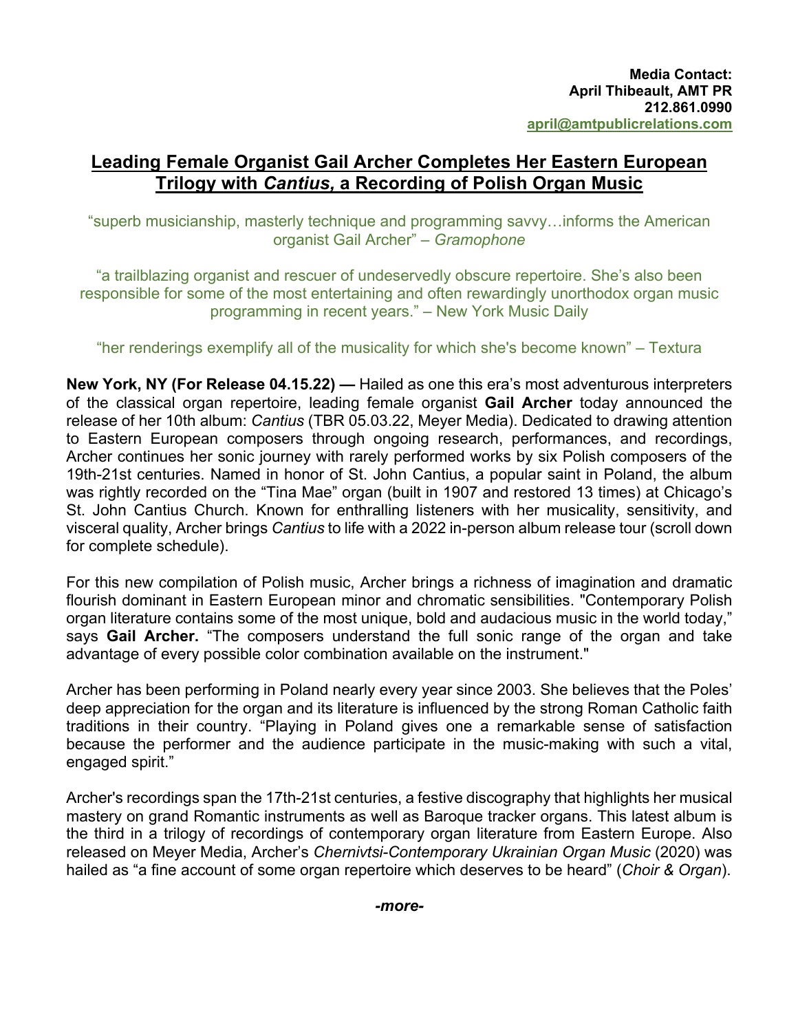**Media Contact:**
**April Thibeault, AMT PR**
**212.861.0990**
**april@amtpublicrelations.com**

# Leading Female Organist Gail Archer Completes Her Eastern European Trilogy with *Cantius,* a Recording of Polish Organ Music

"superb musicianship, masterly technique and programming savvy…informs the American organist Gail Archer" – *Gramophone*

"a trailblazing organist and rescuer of undeservedly obscure repertoire. She's also been responsible for some of the most entertaining and often rewardingly unorthodox organ music programming in recent years." – New York Music Daily

"her renderings exemplify all of the musicality for which she's become known" – Textura

**New York, NY (For Release 04.15.22) —** Hailed as one this era's most adventurous interpreters of the classical organ repertoire, leading female organist **Gail Archer** today announced the release of her 10th album: *Cantius* (TBR 05.03.22, Meyer Media). Dedicated to drawing attention to Eastern European composers through ongoing research, performances, and recordings, Archer continues her sonic journey with rarely performed works by six Polish composers of the 19th-21st centuries. Named in honor of St. John Cantius, a popular saint in Poland, the album was rightly recorded on the "Tina Mae" organ (built in 1907 and restored 13 times) at Chicago's St. John Cantius Church. Known for enthralling listeners with her musicality, sensitivity, and visceral quality, Archer brings *Cantius* to life with a 2022 in-person album release tour (scroll down for complete schedule).

For this new compilation of Polish music, Archer brings a richness of imagination and dramatic flourish dominant in Eastern European minor and chromatic sensibilities. "Contemporary Polish organ literature contains some of the most unique, bold and audacious music in the world today," says **Gail Archer.** "The composers understand the full sonic range of the organ and take advantage of every possible color combination available on the instrument."

Archer has been performing in Poland nearly every year since 2003. She believes that the Poles' deep appreciation for the organ and its literature is influenced by the strong Roman Catholic faith traditions in their country. "Playing in Poland gives one a remarkable sense of satisfaction because the performer and the audience participate in the music-making with such a vital, engaged spirit."

Archer's recordings span the 17th-21st centuries, a festive discography that highlights her musical mastery on grand Romantic instruments as well as Baroque tracker organs. This latest album is the third in a trilogy of recordings of contemporary organ literature from Eastern Europe. Also released on Meyer Media, Archer's *Chernivtsi-Contemporary Ukrainian Organ Music* (2020) was hailed as "a fine account of some organ repertoire which deserves to be heard" (*Choir & Organ*).

***-more-***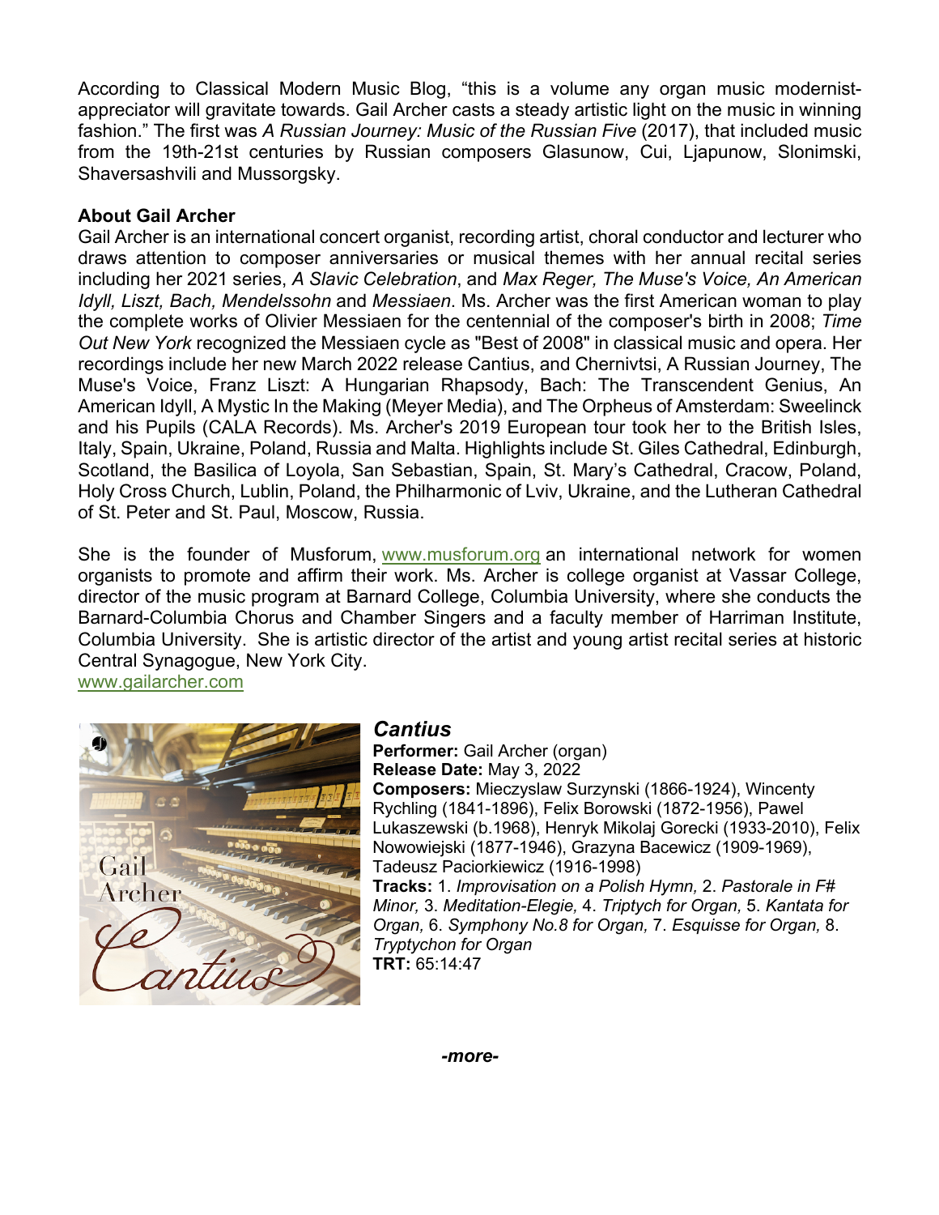According to Classical Modern Music Blog, "this is a volume any organ music modernist-appreciator will gravitate towards. Gail Archer casts a steady artistic light on the music in winning fashion." The first was *A Russian Journey: Music of the Russian Five* (2017), that included music from the 19th-21st centuries by Russian composers Glasunow, Cui, Ljapunow, Slonimski, Shaversashvili and Mussorgsky.

**About Gail Archer**

Gail Archer is an international concert organist, recording artist, choral conductor and lecturer who draws attention to composer anniversaries or musical themes with her annual recital series including her 2021 series, *A Slavic Celebration*, and *Max Reger, The Muse's Voice, An American Idyll, Liszt, Bach, Mendelssohn* and *Messiaen*. Ms. Archer was the first American woman to play the complete works of Olivier Messiaen for the centennial of the composer's birth in 2008; *Time Out New York* recognized the Messiaen cycle as "Best of 2008" in classical music and opera. Her recordings include her new March 2022 release Cantius, and Chernivtsi, A Russian Journey, The Muse's Voice, Franz Liszt: A Hungarian Rhapsody, Bach: The Transcendent Genius, An American Idyll, A Mystic In the Making (Meyer Media), and The Orpheus of Amsterdam: Sweelinck and his Pupils (CALA Records). Ms. Archer's 2019 European tour took her to the British Isles, Italy, Spain, Ukraine, Poland, Russia and Malta. Highlights include St. Giles Cathedral, Edinburgh, Scotland, the Basilica of Loyola, San Sebastian, Spain, St. Mary's Cathedral, Cracow, Poland, Holy Cross Church, Lublin, Poland, the Philharmonic of Lviv, Ukraine, and the Lutheran Cathedral of St. Peter and St. Paul, Moscow, Russia.

She is the founder of Musforum, www.musforum.org an international network for women organists to promote and affirm their work. Ms. Archer is college organist at Vassar College, director of the music program at Barnard College, Columbia University, where she conducts the Barnard-Columbia Chorus and Chamber Singers and a faculty member of Harriman Institute, Columbia University. She is artistic director of the artist and young artist recital series at historic Central Synagogue, New York City.
www.gailarcher.com

### *Cantius*

**Performer:** Gail Archer (organ)
**Release Date:** May 3, 2022
**Composers:** Mieczyslaw Surzynski (1866-1924), Wincenty Rychling (1841-1896), Felix Borowski (1872-1956), Pawel Lukaszewski (b.1968), Henryk Mikolaj Gorecki (1933-2010), Felix Nowowiejski (1877-1946), Grazyna Bacewicz (1909-1969), Tadeusz Paciorkiewicz (1916-1998)
**Tracks:** 1. *Improvisation on a Polish Hymn,* 2. *Pastorale in F# Minor,* 3. *Meditation-Elegie,* 4. *Triptych for Organ,* 5. *Kantata for Organ,* 6. *Symphony No.8 for Organ,* 7. *Esquisse for Organ,* 8. *Tryptychon for Organ*
**TRT:** 65:14:47

***-more-***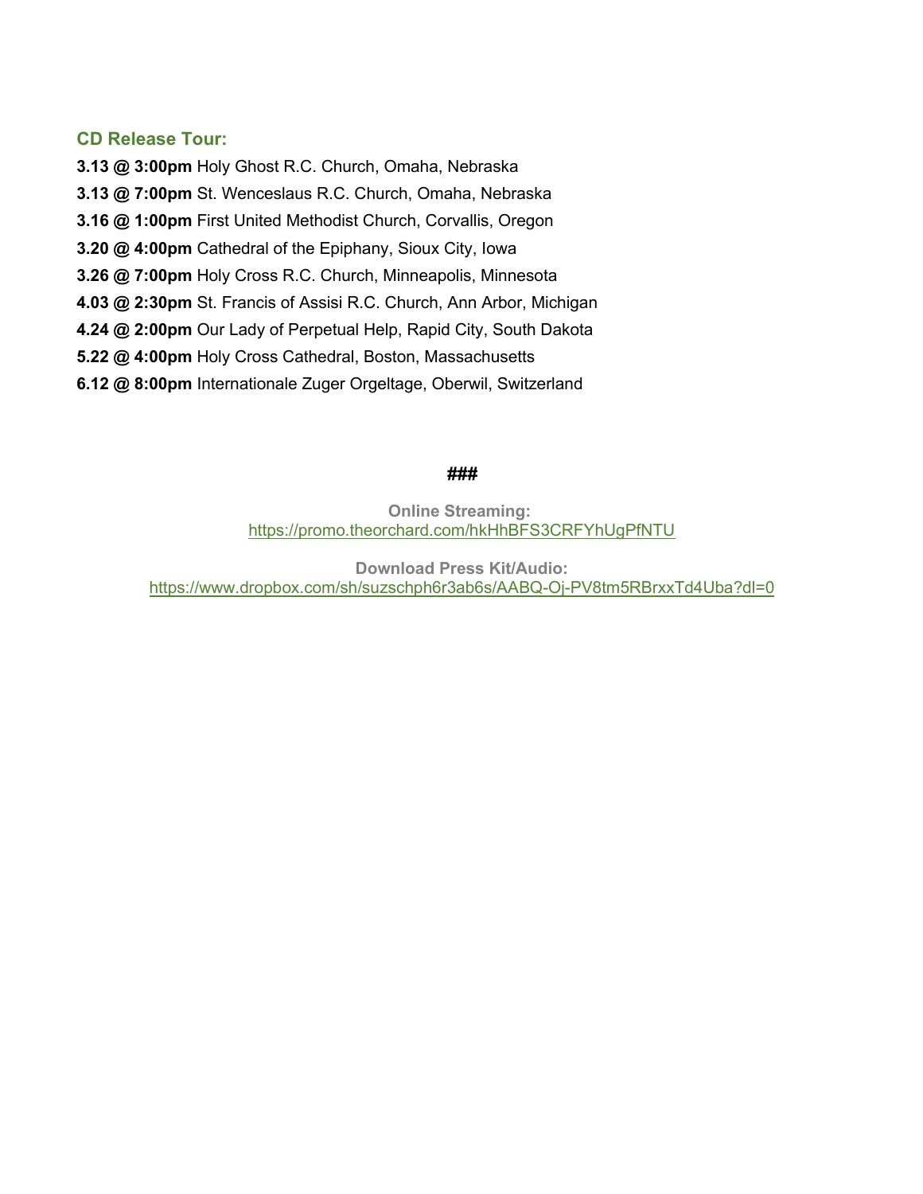## CD Release Tour:

**3.13 @ 3:00pm** Holy Ghost R.C. Church, Omaha, Nebraska
**3.13 @ 7:00pm** St. Wenceslaus R.C. Church, Omaha, Nebraska
**3.16 @ 1:00pm** First United Methodist Church, Corvallis, Oregon
**3.20 @ 4:00pm** Cathedral of the Epiphany, Sioux City, Iowa
**3.26 @ 7:00pm** Holy Cross R.C. Church, Minneapolis, Minnesota
**4.03 @ 2:30pm** St. Francis of Assisi R.C. Church, Ann Arbor, Michigan
**4.24 @ 2:00pm** Our Lady of Perpetual Help, Rapid City, South Dakota
**5.22 @ 4:00pm** Holy Cross Cathedral, Boston, Massachusetts
**6.12 @ 8:00pm** Internationale Zuger Orgeltage, Oberwil, Switzerland

**###**

**Online Streaming:**
https://promo.theorchard.com/hkHhBFS3CRFYhUgPfNTU

**Download Press Kit/Audio:**
https://www.dropbox.com/sh/suzschph6r3ab6s/AABQ-Oj-PV8tm5RBrxxTd4Uba?dl=0